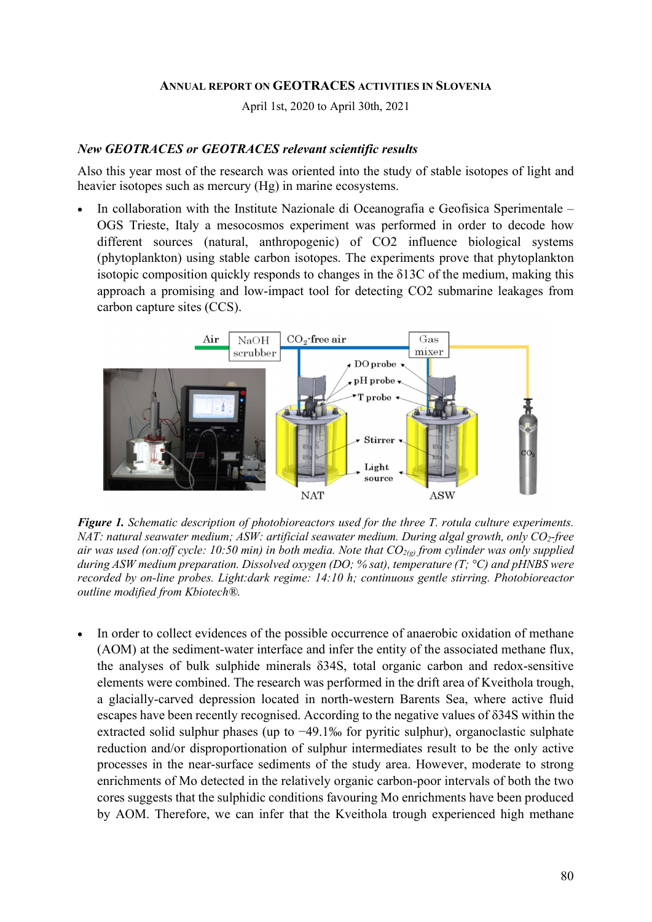# ANNUAL REPORT ON GEOTRACES ACTIVITIES IN SLOVENIA

April 1st, 2020 to April 30th, 2021

### *New GEOTRACES or GEOTRACES relevant scientific results*

Also this year most of the research was oriented into the study of stable isotopes of light and heavier isotopes such as mercury (Hg) in marine ecosystems.

- In collaboration with the Institute Nazionale di Oceanografia e Geofisica Sperimentale – OGS Trieste, Italy a mesocosmos experiment was performed in order to decode how different sources (natural, anthropogenic) of CO2 influence biological systems (phytoplankton) using stable carbon isotopes. The experiments prove that phytoplankton isotopic composition quickly responds to changes in the δ13C of the medium, making this approach a promising and low-impact tool for detecting CO2 submarine leakages from carbon capture sites (CCS).

***Figure 1.*** *Schematic description of photobioreactors used for the three T. rotula culture experiments. NAT: natural seawater medium; ASW: artificial seawater medium. During algal growth, only $CO_2$-free air was used (on:off cycle: 10:50 min) in both media. Note that $CO_{2(g)}$ from cylinder was only supplied during ASW medium preparation. Dissolved oxygen (DO; % sat), temperature (T; °C) and pHNBS were recorded by on-line probes. Light:dark regime: 14:10 h; continuous gentle stirring. Photobioreactor outline modified from Kbiotech®.*

- In order to collect evidences of the possible occurrence of anaerobic oxidation of methane (AOM) at the sediment-water interface and infer the entity of the associated methane flux, the analyses of bulk sulphide minerals δ34S, total organic carbon and redox-sensitive elements were combined. The research was performed in the drift area of Kveithola trough, a glacially-carved depression located in north-western Barents Sea, where active fluid escapes have been recently recognised. According to the negative values of δ34S within the extracted solid sulphur phases (up to −49.1‰ for pyritic sulphur), organoclastic sulphate reduction and/or disproportionation of sulphur intermediates result to be the only active processes in the near-surface sediments of the study area. However, moderate to strong enrichments of Mo detected in the relatively organic carbon-poor intervals of both the two cores suggests that the sulphidic conditions favouring Mo enrichments have been produced by AOM. Therefore, we can infer that the Kveithola trough experienced high methane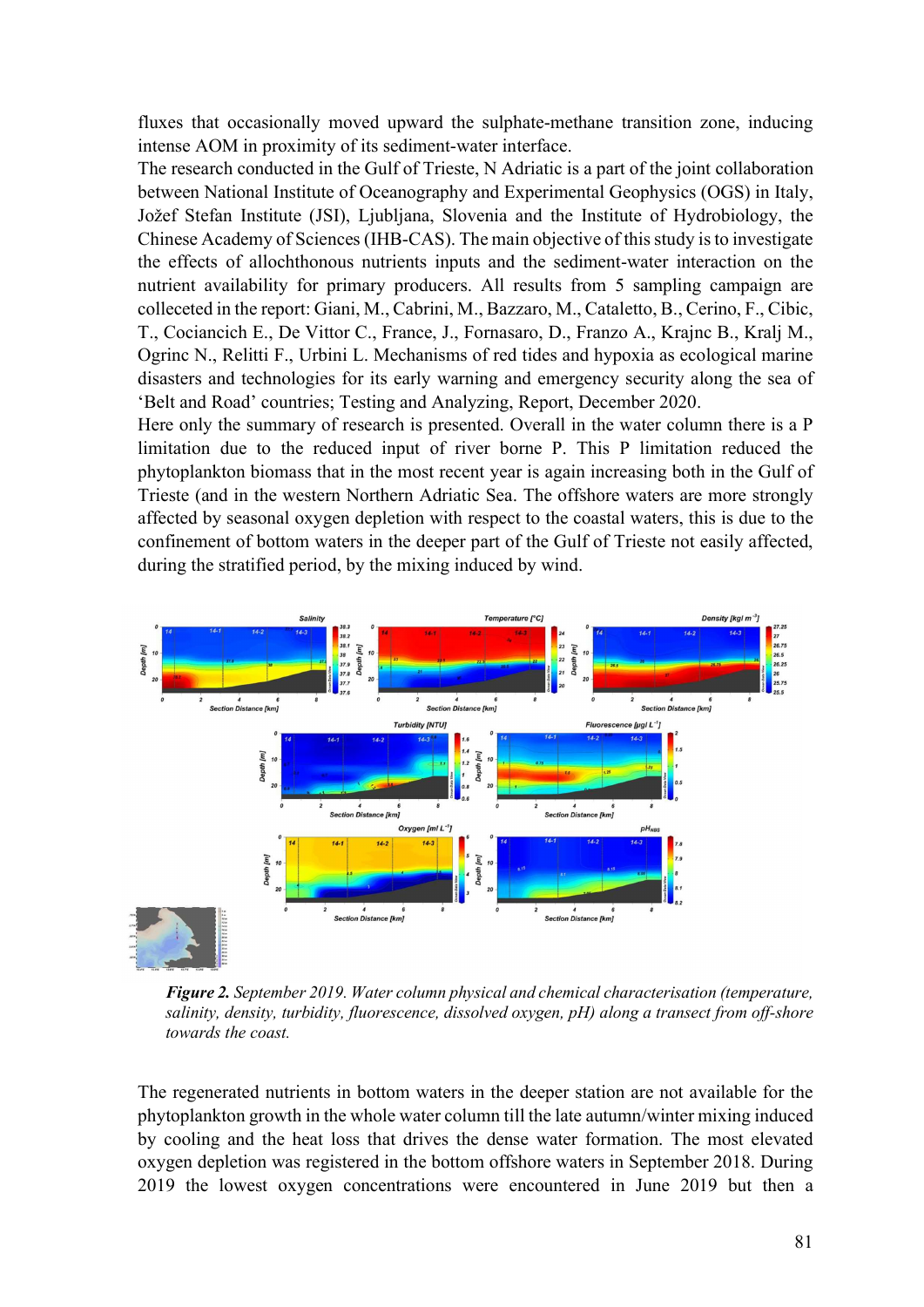fluxes that occasionally moved upward the sulphate-methane transition zone, inducing intense AOM in proximity of its sediment-water interface.

The research conducted in the Gulf of Trieste, N Adriatic is a part of the joint collaboration between National Institute of Oceanography and Experimental Geophysics (OGS) in Italy, Jožef Stefan Institute (JSI), Ljubljana, Slovenia and the Institute of Hydrobiology, the Chinese Academy of Sciences (IHB-CAS). The main objective of this study is to investigate the effects of allochthonous nutrients inputs and the sediment-water interaction on the nutrient availability for primary producers. All results from 5 sampling campaign are colleceted in the report: Giani, M., Cabrini, M., Bazzaro, M., Cataletto, B., Cerino, F., Cibic, T., Cociancich E., De Vittor C., France, J., Fornasaro, D., Franzo A., Krajnc B., Kralj M., Ogrinc N., Relitti F., Urbini L. Mechanisms of red tides and hypoxia as ecological marine disasters and technologies for its early warning and emergency security along the sea of 'Belt and Road' countries; Testing and Analyzing, Report, December 2020.

Here only the summary of research is presented. Overall in the water column there is a P limitation due to the reduced input of river borne P. This P limitation reduced the phytoplankton biomass that in the most recent year is again increasing both in the Gulf of Trieste (and in the western Northern Adriatic Sea. The offshore waters are more strongly affected by seasonal oxygen depletion with respect to the coastal waters, this is due to the confinement of bottom waters in the deeper part of the Gulf of Trieste not easily affected, during the stratified period, by the mixing induced by wind.

***Figure 2.*** *September 2019. Water column physical and chemical characterisation (temperature, salinity, density, turbidity, fluorescence, dissolved oxygen, pH) along a transect from off-shore towards the coast.*

The regenerated nutrients in bottom waters in the deeper station are not available for the phytoplankton growth in the whole water column till the late autumn/winter mixing induced by cooling and the heat loss that drives the dense water formation. The most elevated oxygen depletion was registered in the bottom offshore waters in September 2018. During 2019 the lowest oxygen concentrations were encountered in June 2019 but then a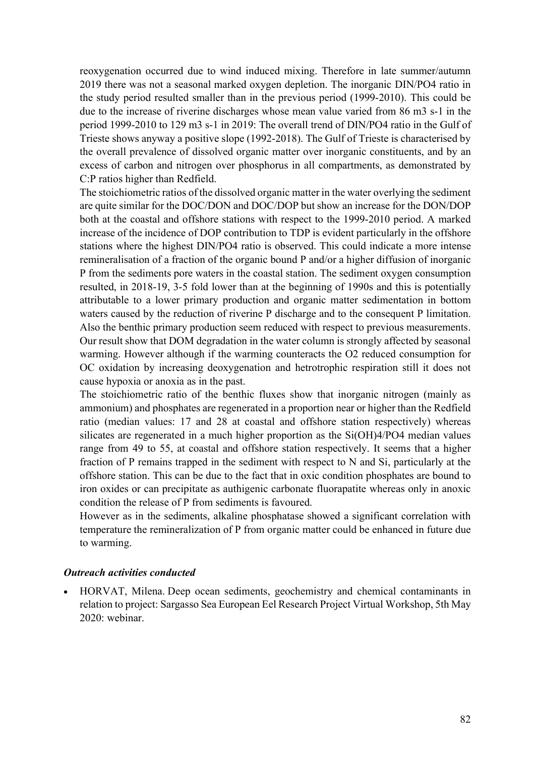reoxygenation occurred due to wind induced mixing. Therefore in late summer/autumn 2019 there was not a seasonal marked oxygen depletion. The inorganic DIN/PO4 ratio in the study period resulted smaller than in the previous period (1999-2010). This could be due to the increase of riverine discharges whose mean value varied from 86 $m^3\ s^{-1}$ in the period 1999-2010 to 129 $m^3\ s^{-1}$ in 2019: The overall trend of DIN/PO4 ratio in the Gulf of Trieste shows anyway a positive slope (1992-2018). The Gulf of Trieste is characterised by the overall prevalence of dissolved organic matter over inorganic constituents, and by an excess of carbon and nitrogen over phosphorus in all compartments, as demonstrated by C:P ratios higher than Redfield.

The stoichiometric ratios of the dissolved organic matter in the water overlying the sediment are quite similar for the DOC/DON and DOC/DOP but show an increase for the DON/DOP both at the coastal and offshore stations with respect to the 1999-2010 period. A marked increase of the incidence of DOP contribution to TDP is evident particularly in the offshore stations where the highest DIN/PO4 ratio is observed. This could indicate a more intense remineralisation of a fraction of the organic bound P and/or a higher diffusion of inorganic P from the sediments pore waters in the coastal station. The sediment oxygen consumption resulted, in 2018-19, 3-5 fold lower than at the beginning of 1990s and this is potentially attributable to a lower primary production and organic matter sedimentation in bottom waters caused by the reduction of riverine P discharge and to the consequent P limitation. Also the benthic primary production seem reduced with respect to previous measurements. Our result show that DOM degradation in the water column is strongly affected by seasonal warming. However although if the warming counteracts the $O_2$ reduced consumption for OC oxidation by increasing deoxygenation and hetrotrophic respiration still it does not cause hypoxia or anoxia as in the past.

The stoichiometric ratio of the benthic fluxes show that inorganic nitrogen (mainly as ammonium) and phosphates are regenerated in a proportion near or higher than the Redfield ratio (median values: 17 and 28 at coastal and offshore station respectively) whereas silicates are regenerated in a much higher proportion as the $Si(OH)_4/PO_4$ median values range from 49 to 55, at coastal and offshore station respectively. It seems that a higher fraction of P remains trapped in the sediment with respect to N and Si, particularly at the offshore station. This can be due to the fact that in oxic condition phosphates are bound to iron oxides or can precipitate as authigenic carbonate fluorapatite whereas only in anoxic condition the release of P from sediments is favoured.

However as in the sediments, alkaline phosphatase showed a significant correlation with temperature the remineralization of P from organic matter could be enhanced in future due to warming.

### *Outreach activities conducted*

- HORVAT, Milena. Deep ocean sediments, geochemistry and chemical contaminants in relation to project: Sargasso Sea European Eel Research Project Virtual Workshop, 5th May 2020: webinar.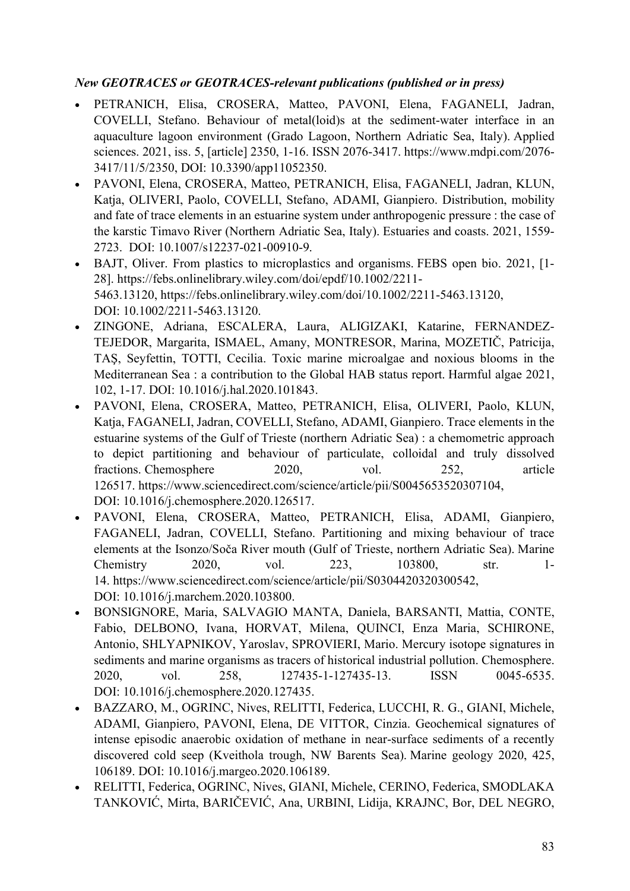*New GEOTRACES or GEOTRACES-relevant publications (published or in press)*

- PETRANICH, Elisa, CROSERA, Matteo, PAVONI, Elena, FAGANELI, Jadran, COVELLI, Stefano. Behaviour of metal(loid)s at the sediment-water interface in an aquaculture lagoon environment (Grado Lagoon, Northern Adriatic Sea, Italy). Applied sciences. 2021, iss. 5, [article] 2350, 1-16. ISSN 2076-3417. https://www.mdpi.com/2076-3417/11/5/2350, DOI: 10.3390/app11052350.
- PAVONI, Elena, CROSERA, Matteo, PETRANICH, Elisa, FAGANELI, Jadran, KLUN, Katja, OLIVERI, Paolo, COVELLI, Stefano, ADAMI, Gianpiero. Distribution, mobility and fate of trace elements in an estuarine system under anthropogenic pressure : the case of the karstic Timavo River (Northern Adriatic Sea, Italy). Estuaries and coasts. 2021, 1559-2723. DOI: 10.1007/s12237-021-00910-9.
- BAJT, Oliver. From plastics to microplastics and organisms. FEBS open bio. 2021, [1-28]. https://febs.onlinelibrary.wiley.com/doi/epdf/10.1002/2211-5463.13120, https://febs.onlinelibrary.wiley.com/doi/10.1002/2211-5463.13120, DOI: 10.1002/2211-5463.13120.
- ZINGONE, Adriana, ESCALERA, Laura, ALIGIZAKI, Katarine, FERNANDEZ-TEJEDOR, Margarita, ISMAEL, Amany, MONTRESOR, Marina, MOZETIČ, Patricija, TAŞ, Seyfettin, TOTTI, Cecilia. Toxic marine microalgae and noxious blooms in the Mediterranean Sea : a contribution to the Global HAB status report. Harmful algae 2021, 102, 1-17. DOI: 10.1016/j.hal.2020.101843.
- PAVONI, Elena, CROSERA, Matteo, PETRANICH, Elisa, OLIVERI, Paolo, KLUN, Katja, FAGANELI, Jadran, COVELLI, Stefano, ADAMI, Gianpiero. Trace elements in the estuarine systems of the Gulf of Trieste (northern Adriatic Sea) : a chemometric approach to depict partitioning and behaviour of particulate, colloidal and truly dissolved fractions. Chemosphere 2020, vol. 252, article 126517. https://www.sciencedirect.com/science/article/pii/S0045653520307104, DOI: 10.1016/j.chemosphere.2020.126517.
- PAVONI, Elena, CROSERA, Matteo, PETRANICH, Elisa, ADAMI, Gianpiero, FAGANELI, Jadran, COVELLI, Stefano. Partitioning and mixing behaviour of trace elements at the Isonzo/Soča River mouth (Gulf of Trieste, northern Adriatic Sea). Marine Chemistry 2020, vol. 223, 103800, str. 1-14. https://www.sciencedirect.com/science/article/pii/S0304420320300542, DOI: 10.1016/j.marchem.2020.103800.
- BONSIGNORE, Maria, SALVAGIO MANTA, Daniela, BARSANTI, Mattia, CONTE, Fabio, DELBONO, Ivana, HORVAT, Milena, QUINCI, Enza Maria, SCHIRONE, Antonio, SHLYAPNIKOV, Yaroslav, SPROVIERI, Mario. Mercury isotope signatures in sediments and marine organisms as tracers of historical industrial pollution. Chemosphere. 2020, vol. 258, 127435-1-127435-13. ISSN 0045-6535. DOI: 10.1016/j.chemosphere.2020.127435.
- BAZZARO, M., OGRINC, Nives, RELITTI, Federica, LUCCHI, R. G., GIANI, Michele, ADAMI, Gianpiero, PAVONI, Elena, DE VITTOR, Cinzia. Geochemical signatures of intense episodic anaerobic oxidation of methane in near-surface sediments of a recently discovered cold seep (Kveithola trough, NW Barents Sea). Marine geology 2020, 425, 106189. DOI: 10.1016/j.margeo.2020.106189.
- RELITTI, Federica, OGRINC, Nives, GIANI, Michele, CERINO, Federica, SMODLAKA TANKOVIĆ, Mirta, BARIČEVIĆ, Ana, URBINI, Lidija, KRAJNC, Bor, DEL NEGRO,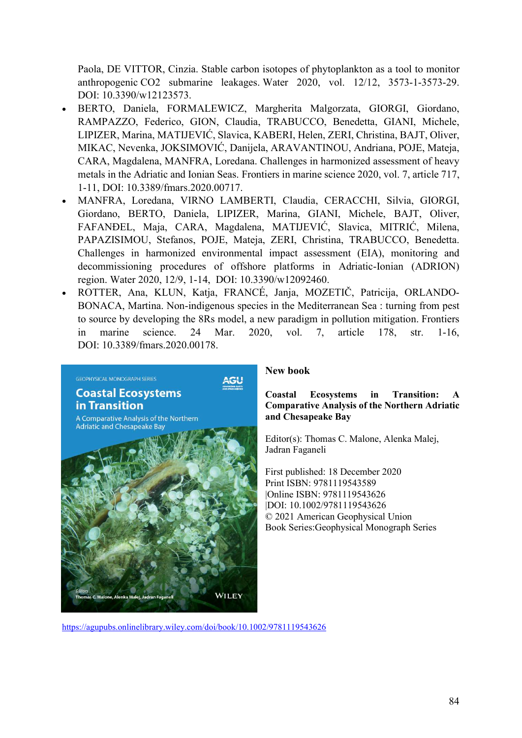Paola, DE VITTOR, Cinzia. Stable carbon isotopes of phytoplankton as a tool to monitor anthropogenic $CO_2$ submarine leakages. Water 2020, vol. 12/12, 3573-1-3573-29. DOI: 10.3390/w12123573.

- BERTO, Daniela, FORMALEWICZ, Margherita Malgorzata, GIORGI, Giordano, RAMPAZZO, Federico, GION, Claudia, TRABUCCO, Benedetta, GIANI, Michele, LIPIZER, Marina, MATIJEVIĆ, Slavica, KABERI, Helen, ZERI, Christina, BAJT, Oliver, MIKAC, Nevenka, JOKSIMOVIĆ, Danijela, ARAVANTINOU, Andriana, POJE, Mateja, CARA, Magdalena, MANFRA, Loredana. Challenges in harmonized assessment of heavy metals in the Adriatic and Ionian Seas. Frontiers in marine science 2020, vol. 7, article 717, 1-11, DOI: 10.3389/fmars.2020.00717.
- MANFRA, Loredana, VIRNO LAMBERTI, Claudia, CERACCHI, Silvia, GIORGI, Giordano, BERTO, Daniela, LIPIZER, Marina, GIANI, Michele, BAJT, Oliver, FAFANĐEL, Maja, CARA, Magdalena, MATIJEVIĆ, Slavica, MITRIĆ, Milena, PAPAZISIMOU, Stefanos, POJE, Mateja, ZERI, Christina, TRABUCCO, Benedetta. Challenges in harmonized environmental impact assessment (EIA), monitoring and decommissioning procedures of offshore platforms in Adriatic-Ionian (ADRION) region. Water 2020, 12/9, 1-14, DOI: 10.3390/w12092460.
- ROTTER, Ana, KLUN, Katja, FRANCÉ, Janja, MOZETIČ, Patricija, ORLANDO-BONACA, Martina. Non-indigenous species in the Mediterranean Sea : turning from pest to source by developing the 8Rs model, a new paradigm in pollution mitigation. Frontiers in marine science. 24 Mar. 2020, vol. 7, article 178, str. 1-16, DOI: 10.3389/fmars.2020.00178.

**New book**

**Coastal Ecosystems in Transition: A Comparative Analysis of the Northern Adriatic and Chesapeake Bay**

Editor(s): Thomas C. Malone, Alenka Malej, Jadran Faganeli

First published: 18 December 2020
Print ISBN: 9781119543589
|Online ISBN: 9781119543626
|DOI: 10.1002/9781119543626
© 2021 American Geophysical Union
Book Series:Geophysical Monograph Series

https://agupubs.onlinelibrary.wiley.com/doi/book/10.1002/9781119543626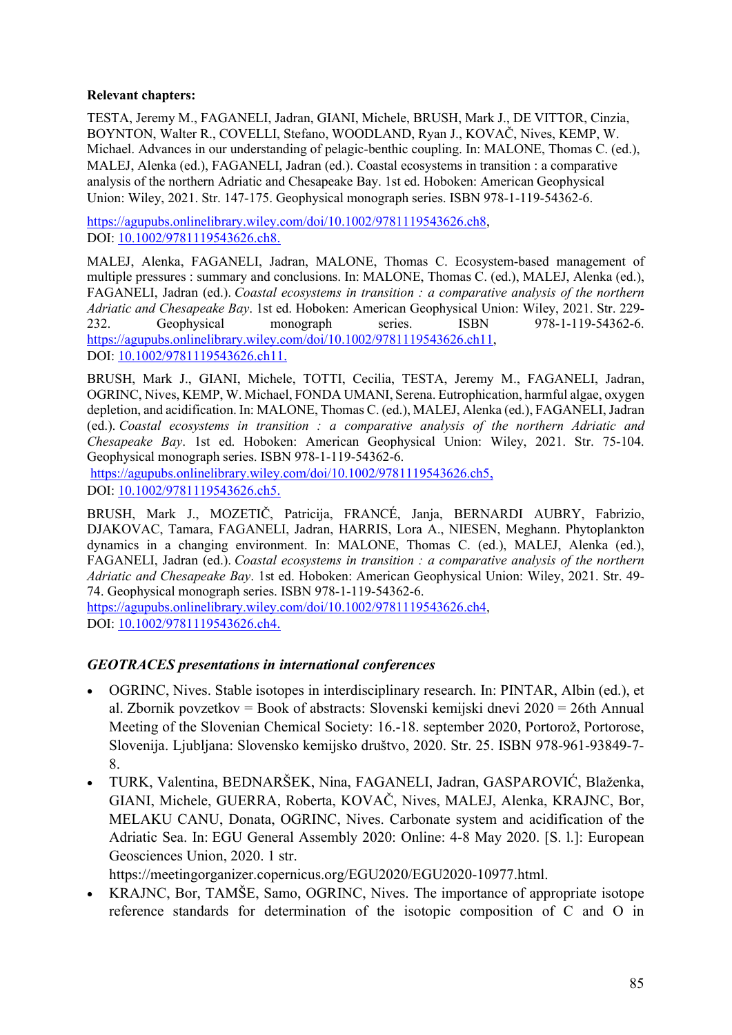**Relevant chapters:**

TESTA, Jeremy M., FAGANELI, Jadran, GIANI, Michele, BRUSH, Mark J., DE VITTOR, Cinzia, BOYNTON, Walter R., COVELLI, Stefano, WOODLAND, Ryan J., KOVAČ, Nives, KEMP, W. Michael. Advances in our understanding of pelagic-benthic coupling. In: MALONE, Thomas C. (ed.), MALEJ, Alenka (ed.), FAGANELI, Jadran (ed.). Coastal ecosystems in transition : a comparative analysis of the northern Adriatic and Chesapeake Bay. 1st ed. Hoboken: American Geophysical Union: Wiley, 2021. Str. 147-175. Geophysical monograph series. ISBN 978-1-119-54362-6.

https://agupubs.onlinelibrary.wiley.com/doi/10.1002/9781119543626.ch8,
DOI: 10.1002/9781119543626.ch8.

MALEJ, Alenka, FAGANELI, Jadran, MALONE, Thomas C. Ecosystem-based management of multiple pressures : summary and conclusions. In: MALONE, Thomas C. (ed.), MALEJ, Alenka (ed.), FAGANELI, Jadran (ed.). *Coastal ecosystems in transition : a comparative analysis of the northern Adriatic and Chesapeake Bay*. 1st ed. Hoboken: American Geophysical Union: Wiley, 2021. Str. 229-232. Geophysical monograph series. ISBN 978-1-119-54362-6.
https://agupubs.onlinelibrary.wiley.com/doi/10.1002/9781119543626.ch11,
DOI: 10.1002/9781119543626.ch11.

BRUSH, Mark J., GIANI, Michele, TOTTI, Cecilia, TESTA, Jeremy M., FAGANELI, Jadran, OGRINC, Nives, KEMP, W. Michael, FONDA UMANI, Serena. Eutrophication, harmful algae, oxygen depletion, and acidification. In: MALONE, Thomas C. (ed.), MALEJ, Alenka (ed.), FAGANELI, Jadran (ed.). *Coastal ecosystems in transition : a comparative analysis of the northern Adriatic and Chesapeake Bay*. 1st ed. Hoboken: American Geophysical Union: Wiley, 2021. Str. 75-104. Geophysical monograph series. ISBN 978-1-119-54362-6.
https://agupubs.onlinelibrary.wiley.com/doi/10.1002/9781119543626.ch5,
DOI: 10.1002/9781119543626.ch5.

BRUSH, Mark J., MOZETIČ, Patricija, FRANCÉ, Janja, BERNARDI AUBRY, Fabrizio, DJAKOVAC, Tamara, FAGANELI, Jadran, HARRIS, Lora A., NIESEN, Meghann. Phytoplankton dynamics in a changing environment. In: MALONE, Thomas C. (ed.), MALEJ, Alenka (ed.), FAGANELI, Jadran (ed.). *Coastal ecosystems in transition : a comparative analysis of the northern Adriatic and Chesapeake Bay*. 1st ed. Hoboken: American Geophysical Union: Wiley, 2021. Str. 49-74. Geophysical monograph series. ISBN 978-1-119-54362-6.
https://agupubs.onlinelibrary.wiley.com/doi/10.1002/9781119543626.ch4,
DOI: 10.1002/9781119543626.ch4.

### *GEOTRACES presentations in international conferences*

- OGRINC, Nives. Stable isotopes in interdisciplinary research. In: PINTAR, Albin (ed.), et al. Zbornik povzetkov = Book of abstracts: Slovenski kemijski dnevi 2020 = 26th Annual Meeting of the Slovenian Chemical Society: 16.-18. september 2020, Portorož, Portorose, Slovenija. Ljubljana: Slovensko kemijsko društvo, 2020. Str. 25. ISBN 978-961-93849-7-8.
- TURK, Valentina, BEDNARŠEK, Nina, FAGANELI, Jadran, GASPAROVIĆ, Blaženka, GIANI, Michele, GUERRA, Roberta, KOVAČ, Nives, MALEJ, Alenka, KRAJNC, Bor, MELAKU CANU, Donata, OGRINC, Nives. Carbonate system and acidification of the Adriatic Sea. In: EGU General Assembly 2020: Online: 4-8 May 2020. [S. l.]: European Geosciences Union, 2020. 1 str. https://meetingorganizer.copernicus.org/EGU2020/EGU2020-10977.html.
- KRAJNC, Bor, TAMŠE, Samo, OGRINC, Nives. The importance of appropriate isotope reference standards for determination of the isotopic composition of C and O in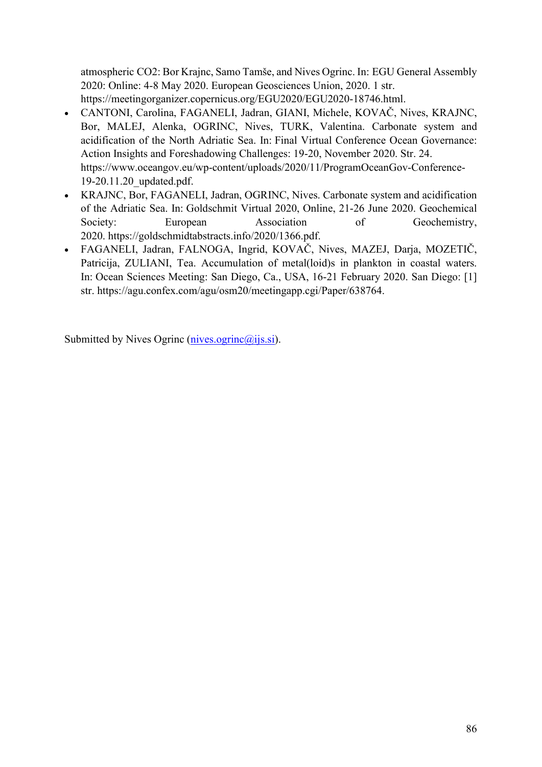atmospheric $CO_2$: Bor Krajnc, Samo Tamše, and Nives Ogrinc. In: EGU General Assembly 2020: Online: 4-8 May 2020. European Geosciences Union, 2020. 1 str. https://meetingorganizer.copernicus.org/EGU2020/EGU2020-18746.html.

- CANTONI, Carolina, FAGANELI, Jadran, GIANI, Michele, KOVAČ, Nives, KRAJNC, Bor, MALEJ, Alenka, OGRINC, Nives, TURK, Valentina. Carbonate system and acidification of the North Adriatic Sea. In: Final Virtual Conference Ocean Governance: Action Insights and Foreshadowing Challenges: 19-20, November 2020. Str. 24. https://www.oceangov.eu/wp-content/uploads/2020/11/ProgramOceanGov-Conference-19-20.11.20_updated.pdf.
- KRAJNC, Bor, FAGANELI, Jadran, OGRINC, Nives. Carbonate system and acidification of the Adriatic Sea. In: Goldschmit Virtual 2020, Online, 21-26 June 2020. Geochemical Society: European Association of Geochemistry, 2020. https://goldschmidtabstracts.info/2020/1366.pdf.
- FAGANELI, Jadran, FALNOGA, Ingrid, KOVAČ, Nives, MAZEJ, Darja, MOZETIČ, Patricija, ZULIANI, Tea. Accumulation of metal(loid)s in plankton in coastal waters. In: Ocean Sciences Meeting: San Diego, Ca., USA, 16-21 February 2020. San Diego: [1] str. https://agu.confex.com/agu/osm20/meetingapp.cgi/Paper/638764.

Submitted by Nives Ogrinc (nives.ogrinc@ijs.si).